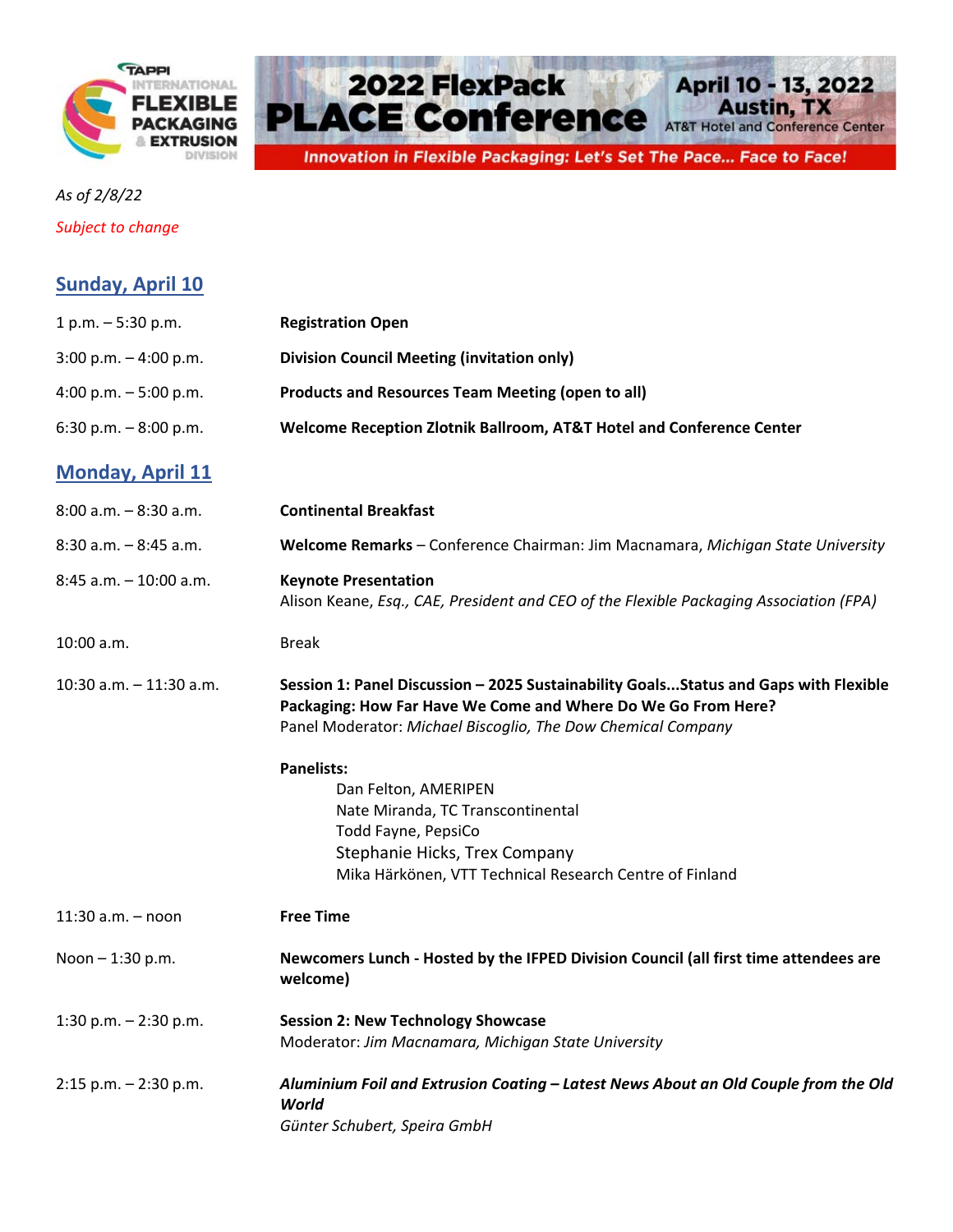TAPPI INTERNATIONAL FLEXIBLE PACKAGING & EXTRUSION DIVISION

# 2022 FlexPack PLACE Conference

**April 10 - 13, 2022**
**Austin, TX**
AT&T Hotel and Conference Center

*Innovation in Flexible Packaging: Let's Set The Pace... Face to Face!*

*As of 2/8/22*

*Subject to change*

## Sunday, April 10

| | |
|---|---|
| 1 p.m. – 5:30 p.m. | **Registration Open** |
| 3:00 p.m. – 4:00 p.m. | **Division Council Meeting (invitation only)** |
| 4:00 p.m. – 5:00 p.m. | **Products and Resources Team Meeting (open to all)** |
| 6:30 p.m. – 8:00 p.m. | **Welcome Reception Zlotnik Ballroom, AT&T Hotel and Conference Center** |

## Monday, April 11

| | |
|---|---|
| 8:00 a.m. – 8:30 a.m. | **Continental Breakfast** |
| 8:30 a.m. – 8:45 a.m. | **Welcome Remarks** – Conference Chairman: Jim Macnamara, *Michigan State University* |
| 8:45 a.m. – 10:00 a.m. | **Keynote Presentation**<br>Alison Keane, *Esq., CAE, President and CEO of the Flexible Packaging Association (FPA)* |
| 10:00 a.m. | Break |
| 10:30 a.m. – 11:30 a.m. | **Session 1: Panel Discussion – 2025 Sustainability Goals...Status and Gaps with Flexible Packaging: How Far Have We Come and Where Do We Go From Here?**<br>Panel Moderator: *Michael Biscoglio, The Dow Chemical Company*<br><br>**Panelists:**<br>Dan Felton, AMERIPEN<br>Nate Miranda, TC Transcontinental<br>Todd Fayne, PepsiCo<br>Stephanie Hicks, Trex Company<br>Mika Härkönen, VTT Technical Research Centre of Finland |
| 11:30 a.m. – noon | **Free Time** |
| Noon – 1:30 p.m. | **Newcomers Lunch - Hosted by the IFPED Division Council (all first time attendees are welcome)** |
| 1:30 p.m. – 2:30 p.m. | **Session 2: New Technology Showcase**<br>Moderator: *Jim Macnamara, Michigan State University* |
| 2:15 p.m. – 2:30 p.m. | ***Aluminium Foil and Extrusion Coating – Latest News About an Old Couple from the Old World***<br>*Günter Schubert, Speira GmbH* |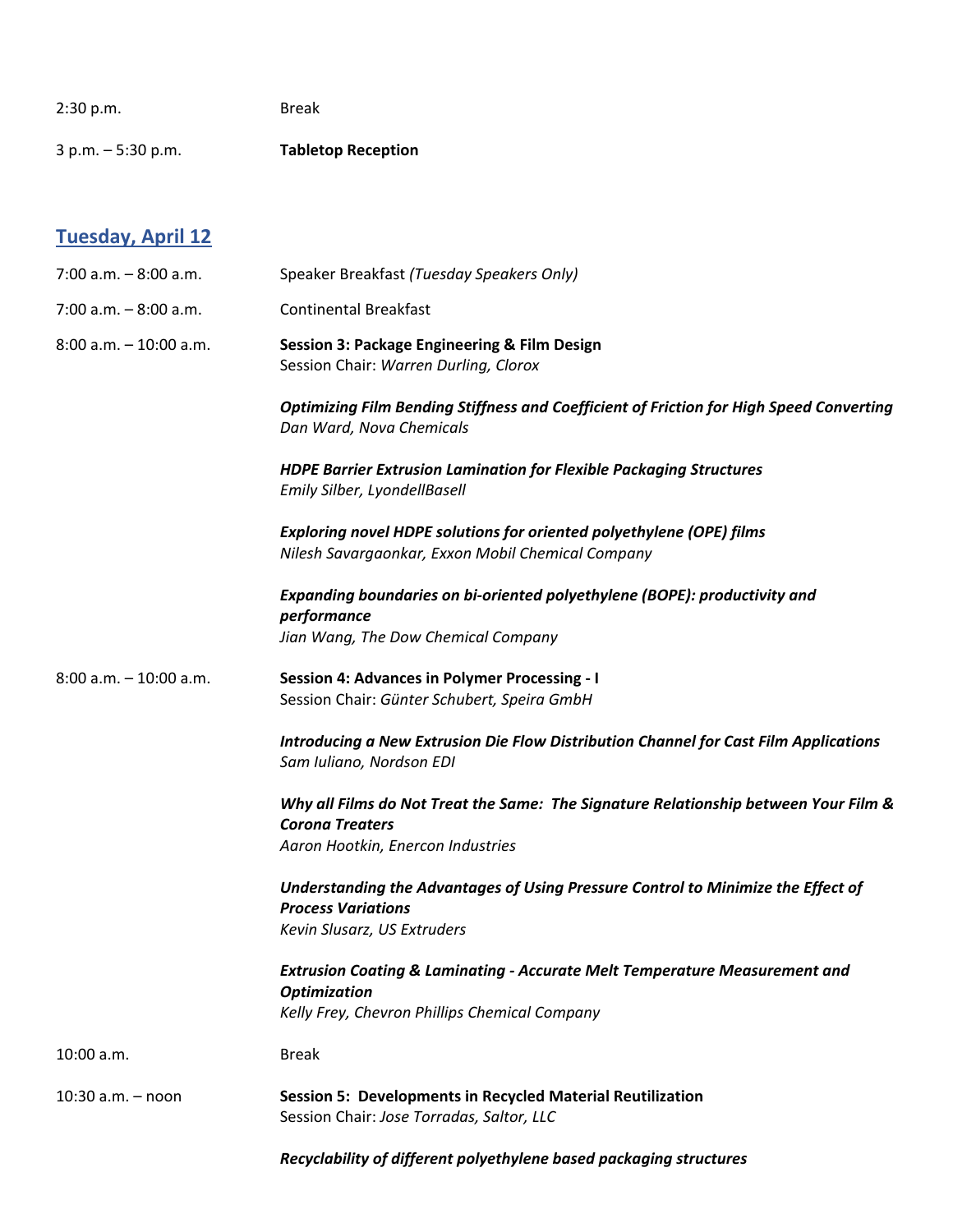2:30 p.m. Break

3 p.m. – 5:30 p.m. **Tabletop Reception**

## Tuesday, April 12

7:00 a.m. – 8:00 a.m. Speaker Breakfast *(Tuesday Speakers Only)*

7:00 a.m. – 8:00 a.m. Continental Breakfast

8:00 a.m. – 10:00 a.m. **Session 3: Package Engineering & Film Design**
Session Chair: *Warren Durling, Clorox*

***Optimizing Film Bending Stiffness and Coefficient of Friction for High Speed Converting***
*Dan Ward, Nova Chemicals*

***HDPE Barrier Extrusion Lamination for Flexible Packaging Structures***
*Emily Silber, LyondellBasell*

***Exploring novel HDPE solutions for oriented polyethylene (OPE) films***
*Nilesh Savargaonkar, Exxon Mobil Chemical Company*

***Expanding boundaries on bi-oriented polyethylene (BOPE): productivity and performance***
*Jian Wang, The Dow Chemical Company*

8:00 a.m. – 10:00 a.m. **Session 4: Advances in Polymer Processing - I**
Session Chair: *Günter Schubert, Speira GmbH*

***Introducing a New Extrusion Die Flow Distribution Channel for Cast Film Applications***
*Sam Iuliano, Nordson EDI*

***Why all Films do Not Treat the Same: The Signature Relationship between Your Film & Corona Treaters***
*Aaron Hootkin, Enercon Industries*

***Understanding the Advantages of Using Pressure Control to Minimize the Effect of Process Variations***
*Kevin Slusarz, US Extruders*

***Extrusion Coating & Laminating - Accurate Melt Temperature Measurement and Optimization***
*Kelly Frey, Chevron Phillips Chemical Company*

10:00 a.m. Break

10:30 a.m. – noon **Session 5: Developments in Recycled Material Reutilization**
Session Chair: *Jose Torradas, Saltor, LLC*

***Recyclability of different polyethylene based packaging structures***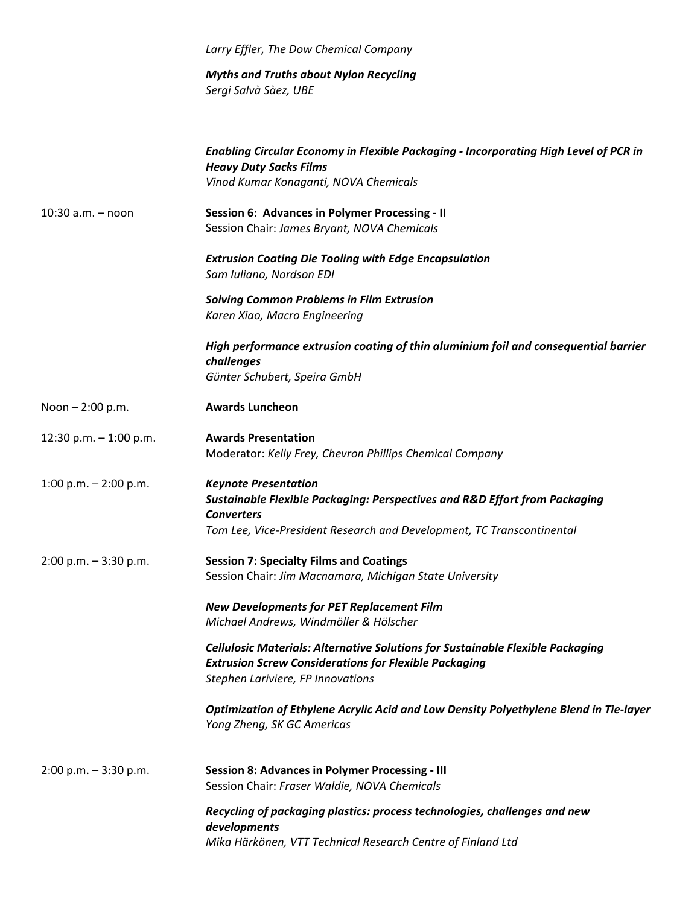*Larry Effler, The Dow Chemical Company*

***Myths and Truths about Nylon Recycling***
*Sergi Salvà Sàez, UBE*

***Enabling Circular Economy in Flexible Packaging - Incorporating High Level of PCR in Heavy Duty Sacks Films***
*Vinod Kumar Konaganti, NOVA Chemicals*

10:30 a.m. – noon

**Session 6: Advances in Polymer Processing - II**
Session Chair: *James Bryant, NOVA Chemicals*

***Extrusion Coating Die Tooling with Edge Encapsulation***
*Sam Iuliano, Nordson EDI*

***Solving Common Problems in Film Extrusion***
*Karen Xiao, Macro Engineering*

***High performance extrusion coating of thin aluminium foil and consequential barrier challenges***
*Günter Schubert, Speira GmbH*

Noon – 2:00 p.m.

**Awards Luncheon**

12:30 p.m. – 1:00 p.m.

**Awards Presentation**
Moderator: *Kelly Frey, Chevron Phillips Chemical Company*

1:00 p.m. – 2:00 p.m.

***Keynote Presentation***
***Sustainable Flexible Packaging: Perspectives and R&D Effort from Packaging Converters***
*Tom Lee, Vice-President Research and Development, TC Transcontinental*

2:00 p.m. – 3:30 p.m.

**Session 7: Specialty Films and Coatings**
Session Chair: *Jim Macnamara, Michigan State University*

***New Developments for PET Replacement Film***
*Michael Andrews, Windmöller & Hölscher*

***Cellulosic Materials: Alternative Solutions for Sustainable Flexible Packaging***
***Extrusion Screw Considerations for Flexible Packaging***
*Stephen Lariviere, FP Innovations*

***Optimization of Ethylene Acrylic Acid and Low Density Polyethylene Blend in Tie-layer***
*Yong Zheng, SK GC Americas*

2:00 p.m. – 3:30 p.m.

**Session 8: Advances in Polymer Processing - III**
Session Chair: *Fraser Waldie, NOVA Chemicals*

***Recycling of packaging plastics: process technologies, challenges and new developments***
*Mika Härkönen, VTT Technical Research Centre of Finland Ltd*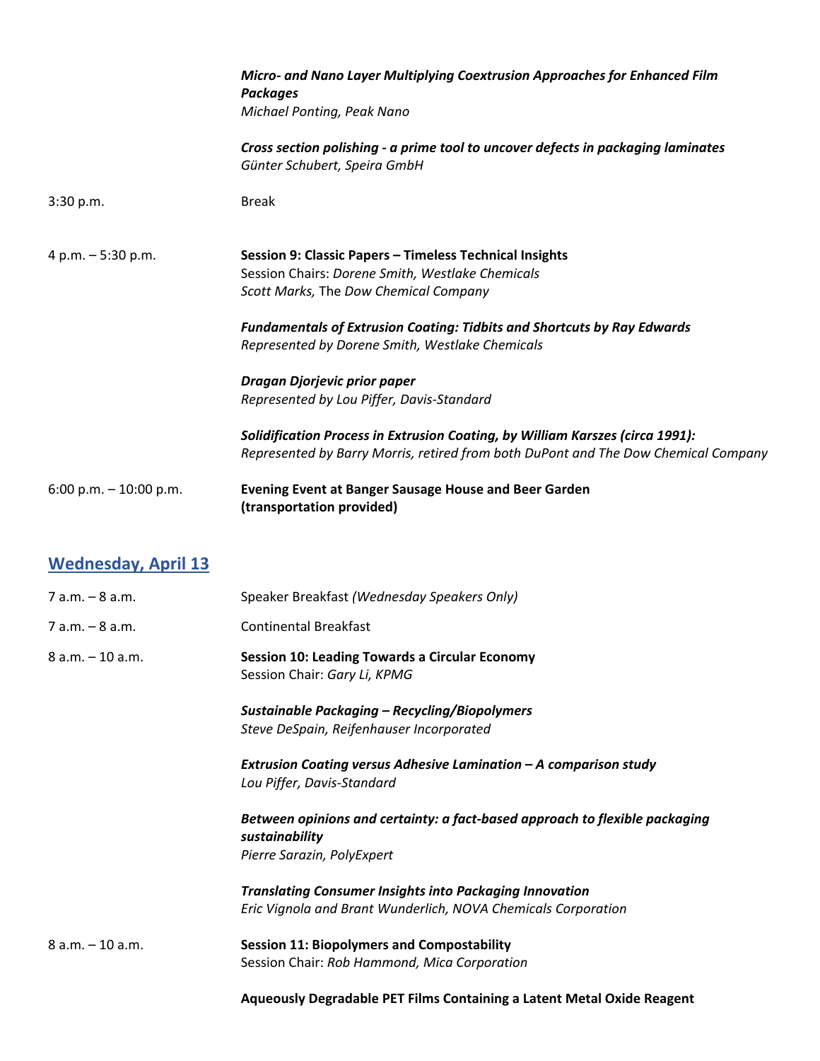| | |
|---|---|
| | ***Micro- and Nano Layer Multiplying Coextrusion Approaches for Enhanced Film Packages***<br>*Michael Ponting, Peak Nano* |
| | ***Cross section polishing - a prime tool to uncover defects in packaging laminates***<br>*Günter Schubert, Speira GmbH* |
| 3:30 p.m. | Break |
| 4 p.m. – 5:30 p.m. | **Session 9: Classic Papers – Timeless Technical Insights**<br>Session Chairs: *Dorene Smith, Westlake Chemicals*<br>*Scott Marks,* The *Dow Chemical Company* |
| | ***Fundamentals of Extrusion Coating: Tidbits and Shortcuts by Ray Edwards***<br>*Represented by Dorene Smith, Westlake Chemicals* |
| | ***Dragan Djorjevic prior paper***<br>*Represented by Lou Piffer, Davis-Standard* |
| | ***Solidification Process in Extrusion Coating, by William Karszes (circa 1991):***<br>*Represented by Barry Morris, retired from both DuPont and The Dow Chemical Company* |
| 6:00 p.m. – 10:00 p.m. | **Evening Event at Banger Sausage House and Beer Garden (transportation provided)** |

## Wednesday, April 13

| | |
|---|---|
| 7 a.m. – 8 a.m. | Speaker Breakfast *(Wednesday Speakers Only)* |
| 7 a.m. – 8 a.m. | Continental Breakfast |
| 8 a.m. – 10 a.m. | **Session 10: Leading Towards a Circular Economy**<br>Session Chair: *Gary Li, KPMG* |
| | ***Sustainable Packaging – Recycling/Biopolymers***<br>*Steve DeSpain, Reifenhauser Incorporated* |
| | ***Extrusion Coating versus Adhesive Lamination – A comparison study***<br>*Lou Piffer, Davis-Standard* |
| | ***Between opinions and certainty: a fact-based approach to flexible packaging sustainability***<br>*Pierre Sarazin, PolyExpert* |
| | ***Translating Consumer Insights into Packaging Innovation***<br>*Eric Vignola and Brant Wunderlich, NOVA Chemicals Corporation* |
| 8 a.m. – 10 a.m. | **Session 11: Biopolymers and Compostability**<br>Session Chair: *Rob Hammond, Mica Corporation* |
| | **Aqueously Degradable PET Films Containing a Latent Metal Oxide Reagent** |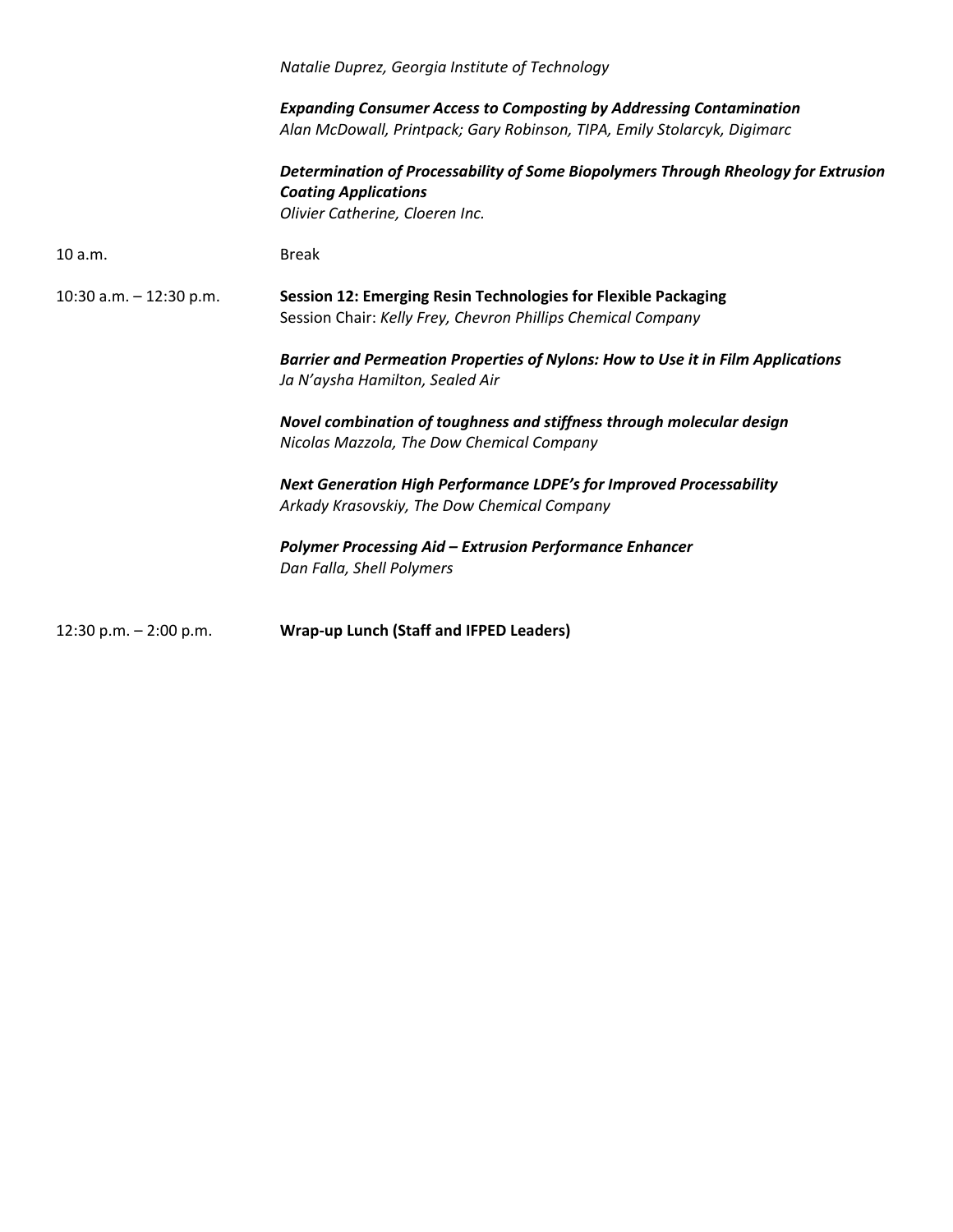*Natalie Duprez, Georgia Institute of Technology*

***Expanding Consumer Access to Composting by Addressing Contamination***
*Alan McDowall, Printpack; Gary Robinson, TIPA, Emily Stolarcyk, Digimarc*

***Determination of Processability of Some Biopolymers Through Rheology for Extrusion Coating Applications***
*Olivier Catherine, Cloeren Inc.*

10 a.m. Break

10:30 a.m. – 12:30 p.m. **Session 12: Emerging Resin Technologies for Flexible Packaging**
Session Chair: *Kelly Frey, Chevron Phillips Chemical Company*

***Barrier and Permeation Properties of Nylons: How to Use it in Film Applications***
*Ja N'aysha Hamilton, Sealed Air*

***Novel combination of toughness and stiffness through molecular design***
*Nicolas Mazzola, The Dow Chemical Company*

***Next Generation High Performance LDPE's for Improved Processability***
*Arkady Krasovskiy, The Dow Chemical Company*

***Polymer Processing Aid – Extrusion Performance Enhancer***
*Dan Falla, Shell Polymers*

12:30 p.m. – 2:00 p.m. **Wrap-up Lunch (Staff and IFPED Leaders)**